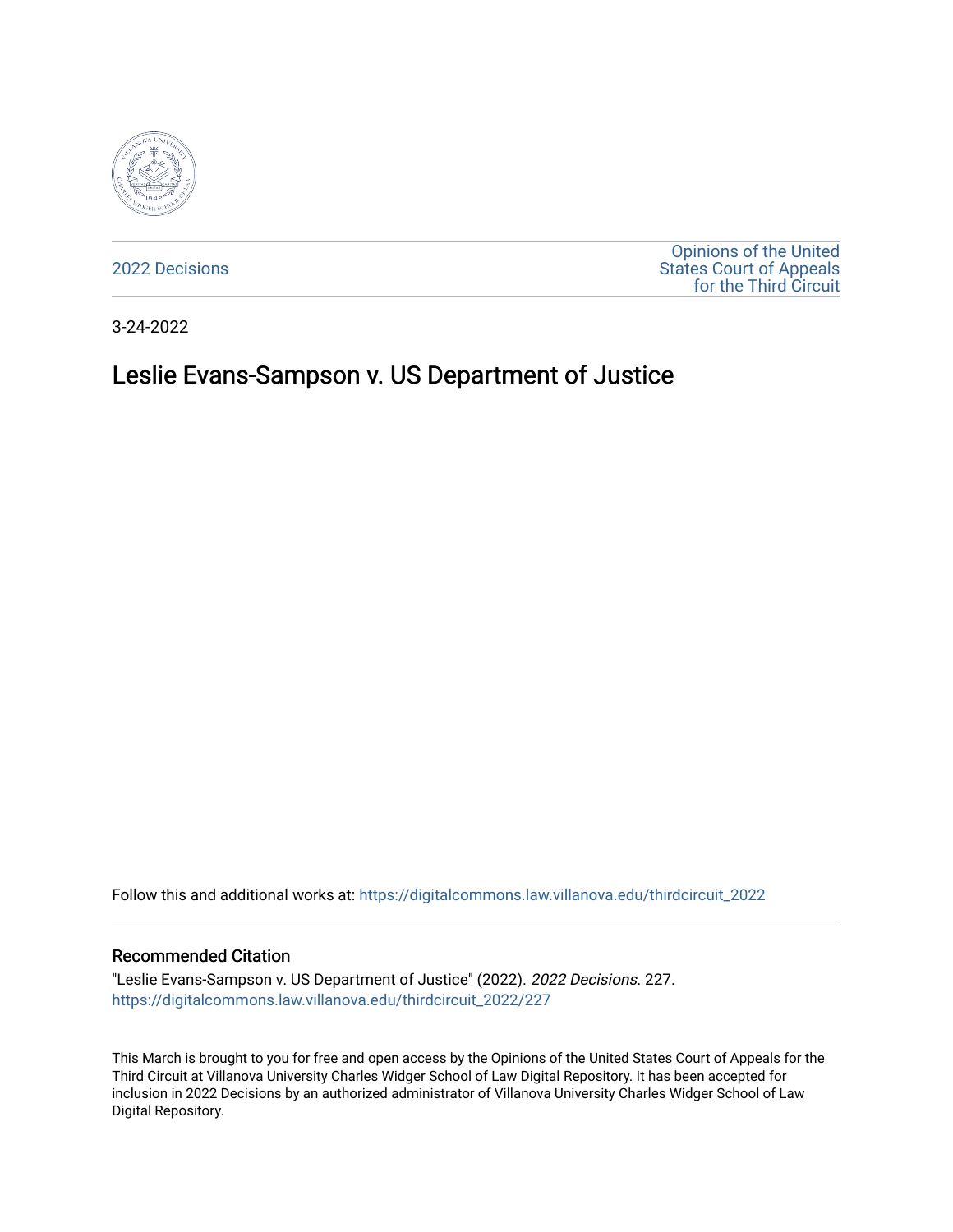2022 Decisions

Opinions of the United States Court of Appeals for the Third Circuit

3-24-2022

# Leslie Evans-Sampson v. US Department of Justice

Follow this and additional works at: https://digitalcommons.law.villanova.edu/thirdcircuit_2022

## Recommended Citation

"Leslie Evans-Sampson v. US Department of Justice" (2022). *2022 Decisions*. 227.
https://digitalcommons.law.villanova.edu/thirdcircuit_2022/227

This March is brought to you for free and open access by the Opinions of the United States Court of Appeals for the Third Circuit at Villanova University Charles Widger School of Law Digital Repository. It has been accepted for inclusion in 2022 Decisions by an authorized administrator of Villanova University Charles Widger School of Law Digital Repository.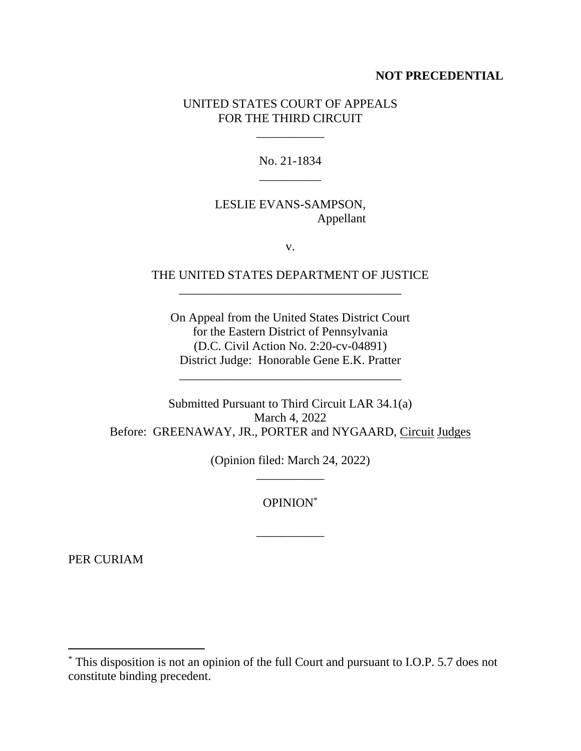**NOT PRECEDENTIAL**

UNITED STATES COURT OF APPEALS
FOR THE THIRD CIRCUIT

\_\_\_\_\_\_\_\_\_\_\_

No. 21-1834

\_\_\_\_\_\_\_\_\_\_

LESLIE EVANS-SAMPSON,
Appellant

v.

THE UNITED STATES DEPARTMENT OF JUSTICE

\_\_\_\_\_\_\_\_\_\_\_\_\_\_\_\_\_\_\_\_\_\_\_\_\_\_\_\_\_\_\_\_\_\_\_\_

On Appeal from the United States District Court
for the Eastern District of Pennsylvania
(D.C. Civil Action No. 2:20-cv-04891)
District Judge: Honorable Gene E.K. Pratter

\_\_\_\_\_\_\_\_\_\_\_\_\_\_\_\_\_\_\_\_\_\_\_\_\_\_\_\_\_\_\_\_\_\_\_\_

Submitted Pursuant to Third Circuit LAR 34.1(a)
March 4, 2022
Before: GREENAWAY, JR., PORTER and NYGAARD, Circuit Judges

(Opinion filed: March 24, 2022)

\_\_\_\_\_\_\_\_\_\_\_

OPINION[*]

\_\_\_\_\_\_\_\_\_\_\_

PER CURIAM

---

[*] This disposition is not an opinion of the full Court and pursuant to I.O.P. 5.7 does not constitute binding precedent.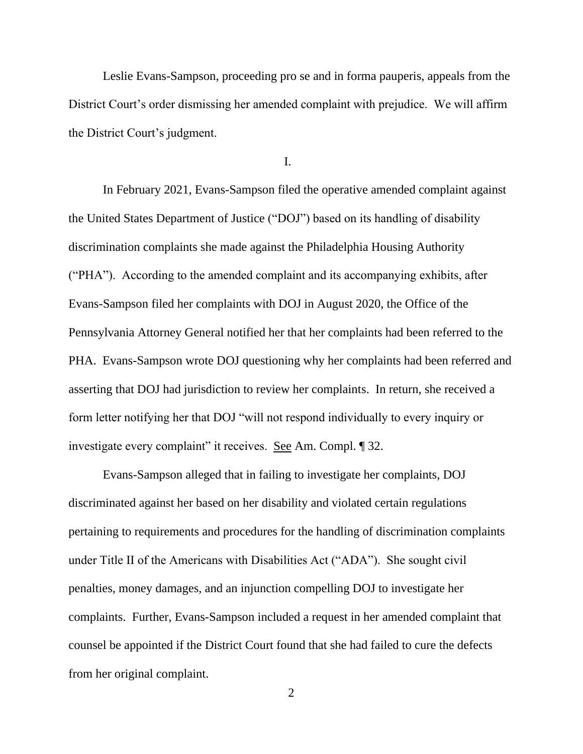Leslie Evans-Sampson, proceeding pro se and in forma pauperis, appeals from the District Court's order dismissing her amended complaint with prejudice. We will affirm the District Court's judgment.

I.

In February 2021, Evans-Sampson filed the operative amended complaint against the United States Department of Justice ("DOJ") based on its handling of disability discrimination complaints she made against the Philadelphia Housing Authority ("PHA"). According to the amended complaint and its accompanying exhibits, after Evans-Sampson filed her complaints with DOJ in August 2020, the Office of the Pennsylvania Attorney General notified her that her complaints had been referred to the PHA. Evans-Sampson wrote DOJ questioning why her complaints had been referred and asserting that DOJ had jurisdiction to review her complaints. In return, she received a form letter notifying her that DOJ "will not respond individually to every inquiry or investigate every complaint" it receives. See Am. Compl. ¶ 32.

Evans-Sampson alleged that in failing to investigate her complaints, DOJ discriminated against her based on her disability and violated certain regulations pertaining to requirements and procedures for the handling of discrimination complaints under Title II of the Americans with Disabilities Act ("ADA"). She sought civil penalties, money damages, and an injunction compelling DOJ to investigate her complaints. Further, Evans-Sampson included a request in her amended complaint that counsel be appointed if the District Court found that she had failed to cure the defects from her original complaint.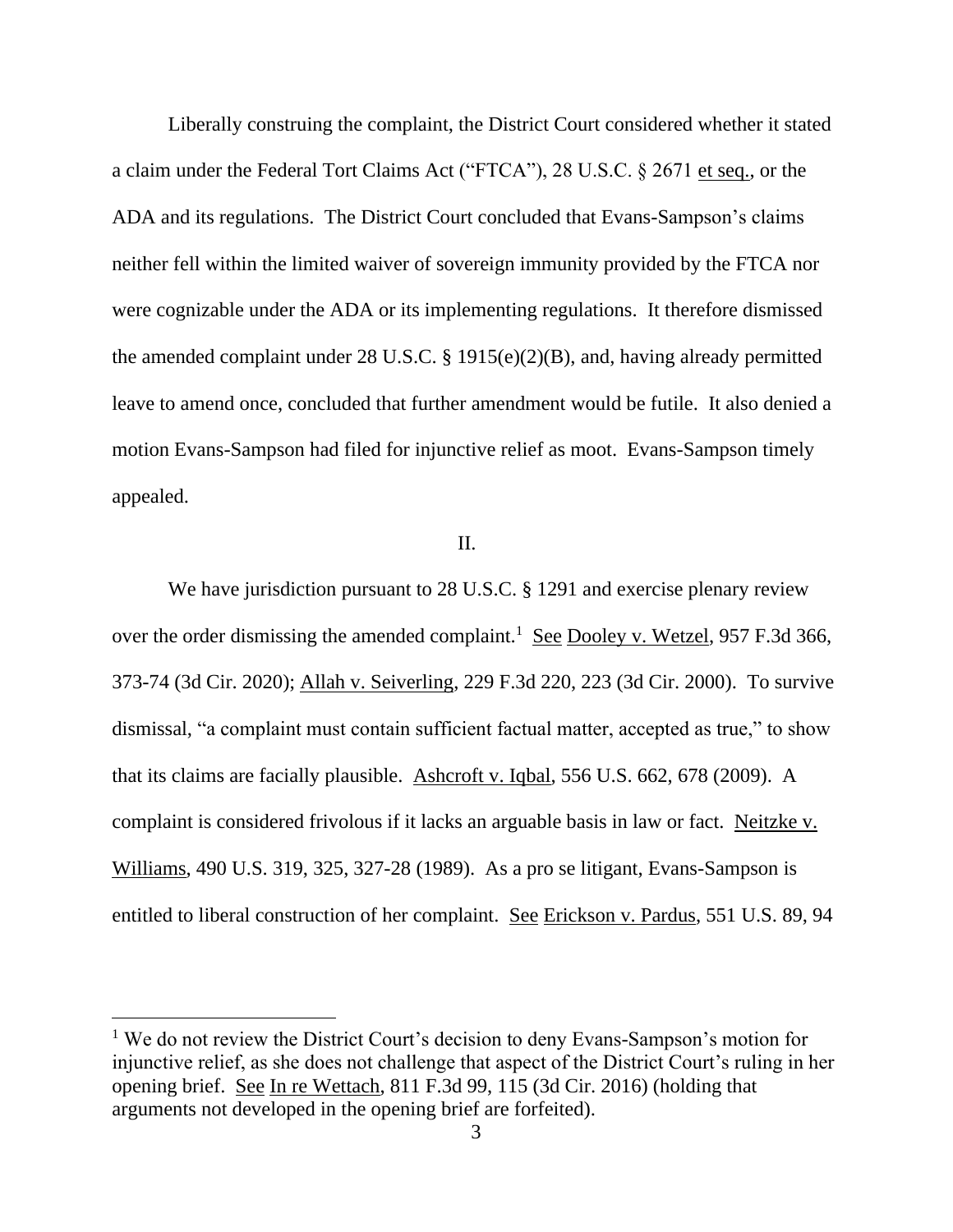Liberally construing the complaint, the District Court considered whether it stated a claim under the Federal Tort Claims Act ("FTCA"), 28 U.S.C. § 2671 et seq., or the ADA and its regulations. The District Court concluded that Evans-Sampson's claims neither fell within the limited waiver of sovereign immunity provided by the FTCA nor were cognizable under the ADA or its implementing regulations. It therefore dismissed the amended complaint under 28 U.S.C. § 1915(e)(2)(B), and, having already permitted leave to amend once, concluded that further amendment would be futile. It also denied a motion Evans-Sampson had filed for injunctive relief as moot. Evans-Sampson timely appealed.

II.

We have jurisdiction pursuant to 28 U.S.C. § 1291 and exercise plenary review over the order dismissing the amended complaint.[1] See Dooley v. Wetzel, 957 F.3d 366, 373-74 (3d Cir. 2020); Allah v. Seiverling, 229 F.3d 220, 223 (3d Cir. 2000). To survive dismissal, "a complaint must contain sufficient factual matter, accepted as true," to show that its claims are facially plausible. Ashcroft v. Iqbal, 556 U.S. 662, 678 (2009). A complaint is considered frivolous if it lacks an arguable basis in law or fact. Neitzke v. Williams, 490 U.S. 319, 325, 327-28 (1989). As a pro se litigant, Evans-Sampson is entitled to liberal construction of her complaint. See Erickson v. Pardus, 551 U.S. 89, 94

[1] We do not review the District Court's decision to deny Evans-Sampson's motion for injunctive relief, as she does not challenge that aspect of the District Court's ruling in her opening brief. See In re Wettach, 811 F.3d 99, 115 (3d Cir. 2016) (holding that arguments not developed in the opening brief are forfeited).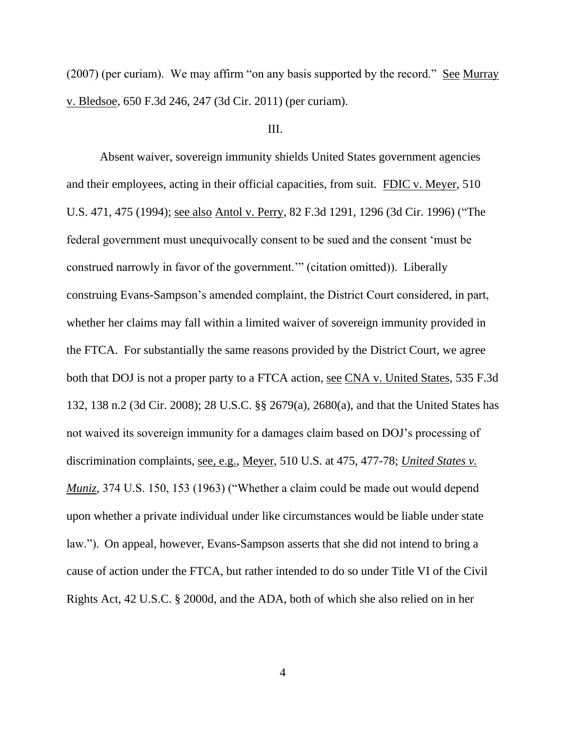(2007) (per curiam). We may affirm "on any basis supported by the record." See Murray v. Bledsoe, 650 F.3d 246, 247 (3d Cir. 2011) (per curiam).

III.

Absent waiver, sovereign immunity shields United States government agencies and their employees, acting in their official capacities, from suit. FDIC v. Meyer, 510 U.S. 471, 475 (1994); see also Antol v. Perry, 82 F.3d 1291, 1296 (3d Cir. 1996) ("The federal government must unequivocally consent to be sued and the consent 'must be construed narrowly in favor of the government.'" (citation omitted)). Liberally construing Evans-Sampson's amended complaint, the District Court considered, in part, whether her claims may fall within a limited waiver of sovereign immunity provided in the FTCA. For substantially the same reasons provided by the District Court, we agree both that DOJ is not a proper party to a FTCA action, see CNA v. United States, 535 F.3d 132, 138 n.2 (3d Cir. 2008); 28 U.S.C. §§ 2679(a), 2680(a), and that the United States has not waived its sovereign immunity for a damages claim based on DOJ's processing of discrimination complaints, see, e.g., Meyer, 510 U.S. at 475, 477-78; *United States v. Muniz*, 374 U.S. 150, 153 (1963) ("Whether a claim could be made out would depend upon whether a private individual under like circumstances would be liable under state law."). On appeal, however, Evans-Sampson asserts that she did not intend to bring a cause of action under the FTCA, but rather intended to do so under Title VI of the Civil Rights Act, 42 U.S.C. § 2000d, and the ADA, both of which she also relied on in her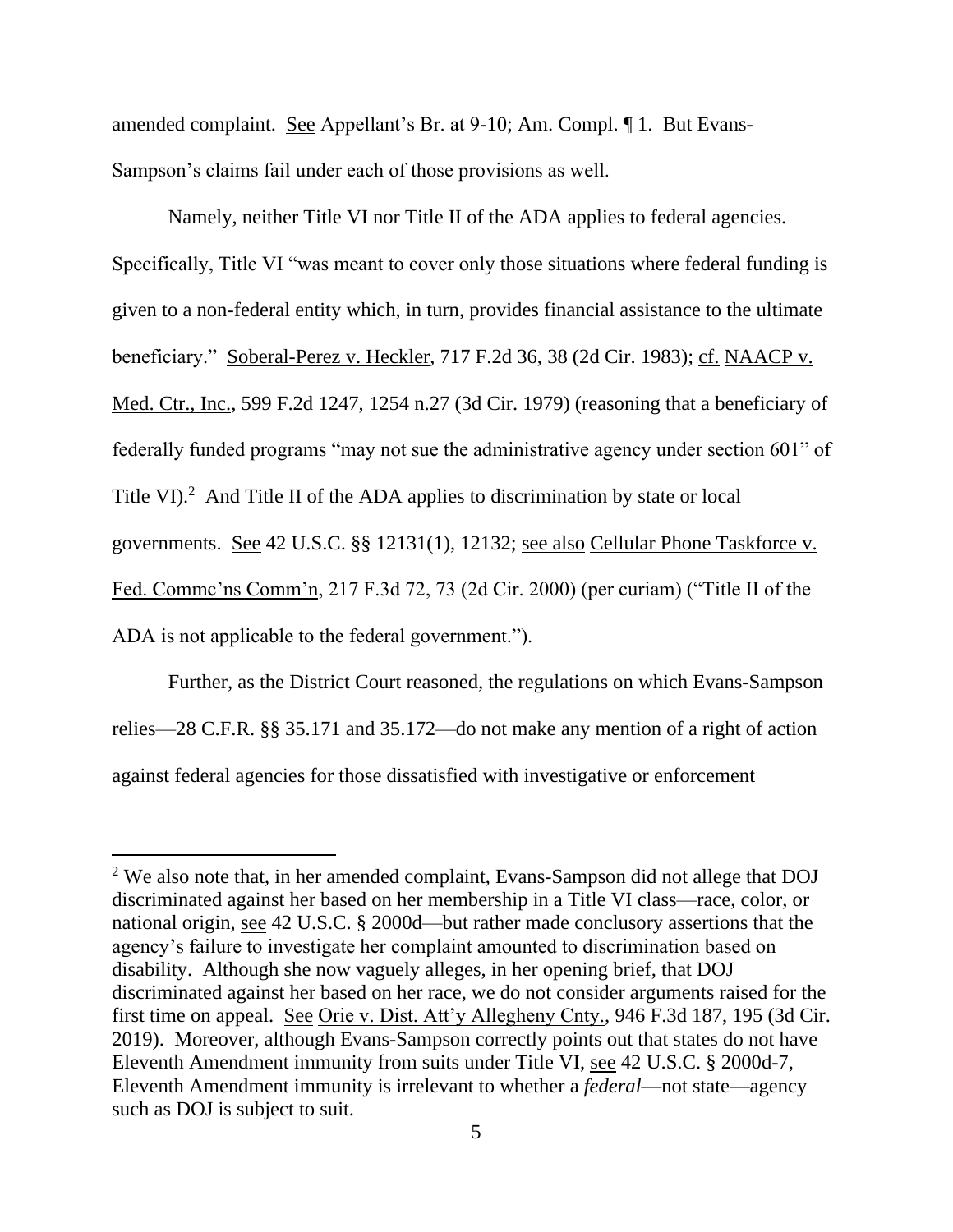amended complaint. See Appellant's Br. at 9-10; Am. Compl. ¶ 1. But Evans-Sampson's claims fail under each of those provisions as well.

Namely, neither Title VI nor Title II of the ADA applies to federal agencies. Specifically, Title VI "was meant to cover only those situations where federal funding is given to a non-federal entity which, in turn, provides financial assistance to the ultimate beneficiary." Soberal-Perez v. Heckler, 717 F.2d 36, 38 (2d Cir. 1983); cf. NAACP v. Med. Ctr., Inc., 599 F.2d 1247, 1254 n.27 (3d Cir. 1979) (reasoning that a beneficiary of federally funded programs "may not sue the administrative agency under section 601" of Title VI).[2] And Title II of the ADA applies to discrimination by state or local governments. See 42 U.S.C. §§ 12131(1), 12132; see also Cellular Phone Taskforce v. Fed. Commc'ns Comm'n, 217 F.3d 72, 73 (2d Cir. 2000) (per curiam) ("Title II of the ADA is not applicable to the federal government.").

Further, as the District Court reasoned, the regulations on which Evans-Sampson relies—28 C.F.R. §§ 35.171 and 35.172—do not make any mention of a right of action against federal agencies for those dissatisfied with investigative or enforcement

---

[2] We also note that, in her amended complaint, Evans-Sampson did not allege that DOJ discriminated against her based on her membership in a Title VI class—race, color, or national origin, see 42 U.S.C. § 2000d—but rather made conclusory assertions that the agency's failure to investigate her complaint amounted to discrimination based on disability. Although she now vaguely alleges, in her opening brief, that DOJ discriminated against her based on her race, we do not consider arguments raised for the first time on appeal. See Orie v. Dist. Att'y Allegheny Cnty., 946 F.3d 187, 195 (3d Cir. 2019). Moreover, although Evans-Sampson correctly points out that states do not have Eleventh Amendment immunity from suits under Title VI, see 42 U.S.C. § 2000d-7, Eleventh Amendment immunity is irrelevant to whether a *federal*—not state—agency such as DOJ is subject to suit.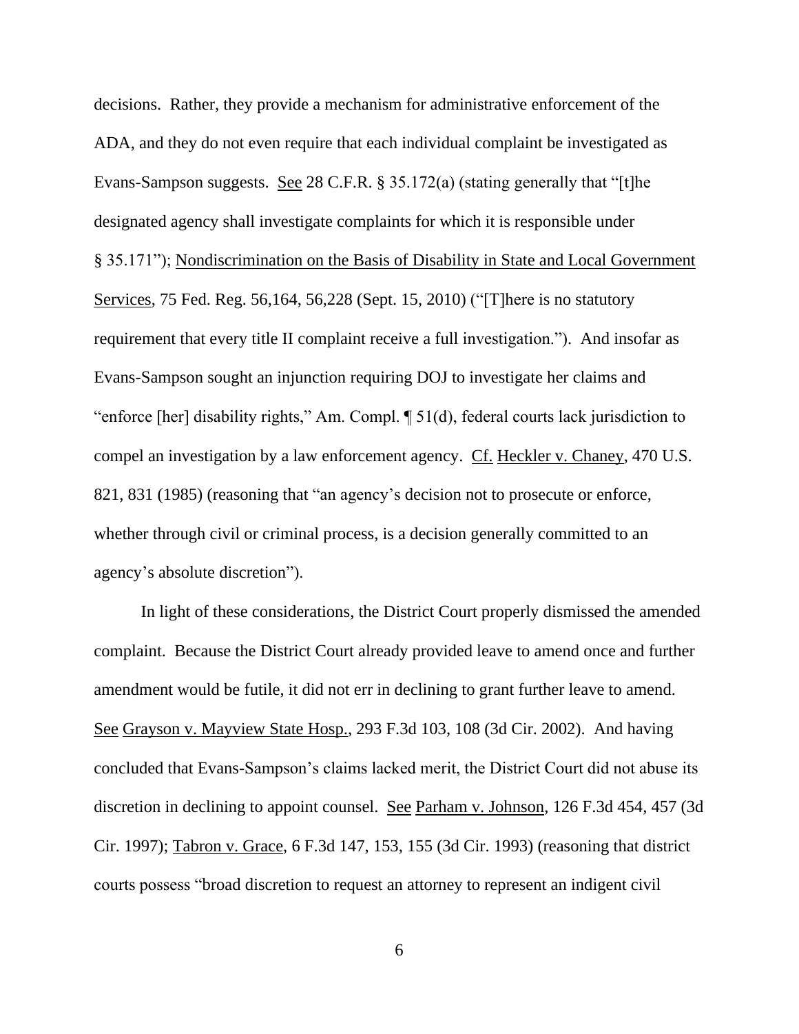decisions. Rather, they provide a mechanism for administrative enforcement of the ADA, and they do not even require that each individual complaint be investigated as Evans-Sampson suggests. See 28 C.F.R. § 35.172(a) (stating generally that "[t]he designated agency shall investigate complaints for which it is responsible under § 35.171"); Nondiscrimination on the Basis of Disability in State and Local Government Services, 75 Fed. Reg. 56,164, 56,228 (Sept. 15, 2010) ("[T]here is no statutory requirement that every title II complaint receive a full investigation."). And insofar as Evans-Sampson sought an injunction requiring DOJ to investigate her claims and "enforce [her] disability rights," Am. Compl. ¶ 51(d), federal courts lack jurisdiction to compel an investigation by a law enforcement agency. Cf. Heckler v. Chaney, 470 U.S. 821, 831 (1985) (reasoning that "an agency's decision not to prosecute or enforce, whether through civil or criminal process, is a decision generally committed to an agency's absolute discretion").

In light of these considerations, the District Court properly dismissed the amended complaint. Because the District Court already provided leave to amend once and further amendment would be futile, it did not err in declining to grant further leave to amend. See Grayson v. Mayview State Hosp., 293 F.3d 103, 108 (3d Cir. 2002). And having concluded that Evans-Sampson's claims lacked merit, the District Court did not abuse its discretion in declining to appoint counsel. See Parham v. Johnson, 126 F.3d 454, 457 (3d Cir. 1997); Tabron v. Grace, 6 F.3d 147, 153, 155 (3d Cir. 1993) (reasoning that district courts possess "broad discretion to request an attorney to represent an indigent civil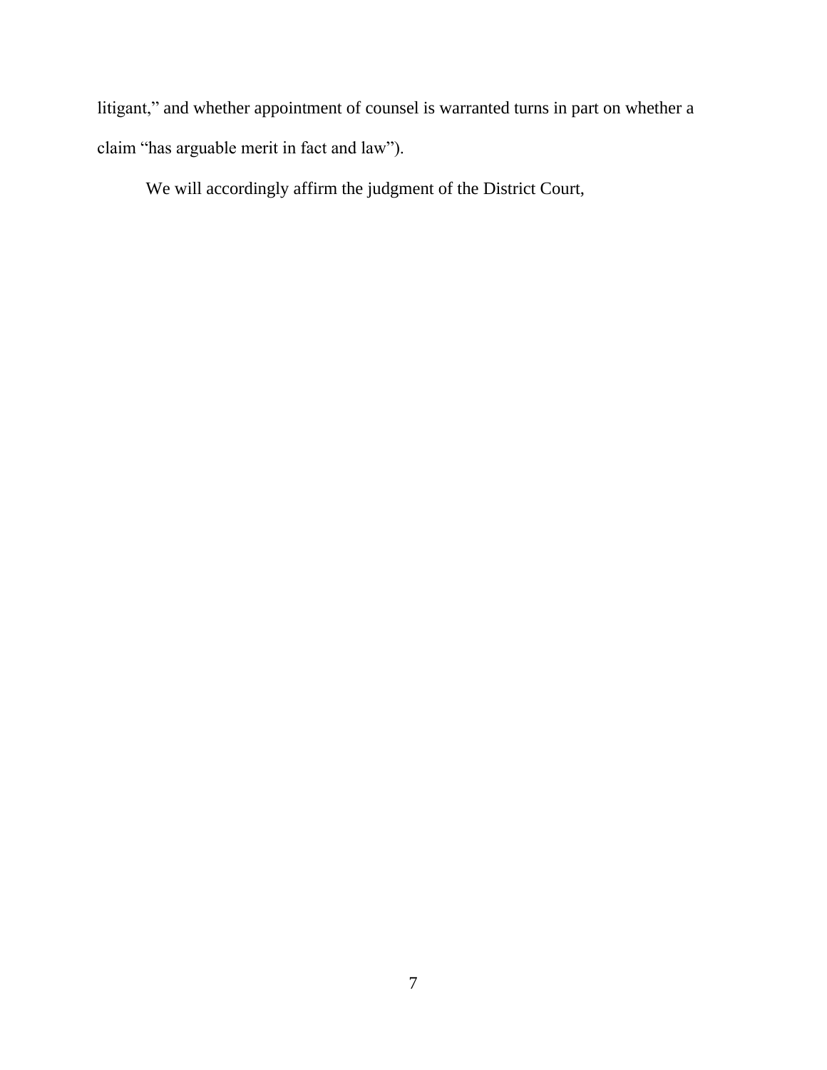litigant," and whether appointment of counsel is warranted turns in part on whether a claim "has arguable merit in fact and law").

We will accordingly affirm the judgment of the District Court,